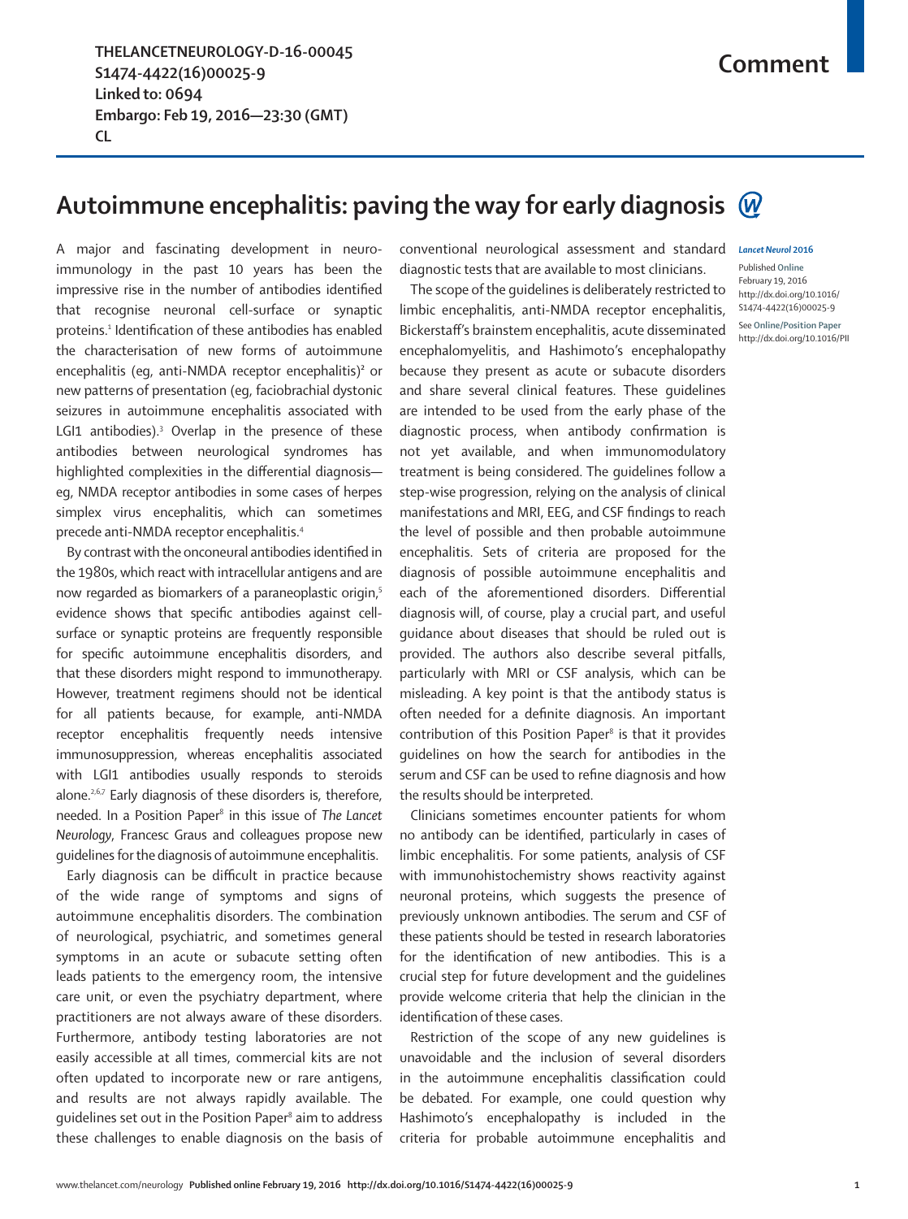THELANCETNEUROLOGY-D-16-00045
S1474-4422(16)00025-9
Linked to: 0694
Embargo: Feb 19, 2016—23:30 (GMT)
CL

# Comment

## Autoimmune encephalitis: paving the way for early diagnosis

A major and fascinating development in neuro-immunology in the past 10 years has been the impressive rise in the number of antibodies identified that recognise neuronal cell-surface or synaptic proteins.[1] Identification of these antibodies has enabled the characterisation of new forms of autoimmune encephalitis (eg, anti-NMDA receptor encephalitis)[2] or new patterns of presentation (eg, faciobrachial dystonic seizures in autoimmune encephalitis associated with LGI1 antibodies).[3] Overlap in the presence of these antibodies between neurological syndromes has highlighted complexities in the differential diagnosis—eg, NMDA receptor antibodies in some cases of herpes simplex virus encephalitis, which can sometimes precede anti-NMDA receptor encephalitis.[4]

By contrast with the onconeural antibodies identified in the 1980s, which react with intracellular antigens and are now regarded as biomarkers of a paraneoplastic origin,[5] evidence shows that specific antibodies against cell-surface or synaptic proteins are frequently responsible for specific autoimmune encephalitis disorders, and that these disorders might respond to immunotherapy. However, treatment regimens should not be identical for all patients because, for example, anti-NMDA receptor encephalitis frequently needs intensive immunosuppression, whereas encephalitis associated with LGI1 antibodies usually responds to steroids alone.[2,6,7] Early diagnosis of these disorders is, therefore, needed. In a Position Paper[8] in this issue of *The Lancet Neurology*, Francesc Graus and colleagues propose new guidelines for the diagnosis of autoimmune encephalitis.

Early diagnosis can be difficult in practice because of the wide range of symptoms and signs of autoimmune encephalitis disorders. The combination of neurological, psychiatric, and sometimes general symptoms in an acute or subacute setting often leads patients to the emergency room, the intensive care unit, or even the psychiatry department, where practitioners are not always aware of these disorders. Furthermore, antibody testing laboratories are not easily accessible at all times, commercial kits are not often updated to incorporate new or rare antigens, and results are not always rapidly available. The guidelines set out in the Position Paper[8] aim to address these challenges to enable diagnosis on the basis of conventional neurological assessment and standard diagnostic tests that are available to most clinicians.

The scope of the guidelines is deliberately restricted to limbic encephalitis, anti-NMDA receptor encephalitis, Bickerstaff's brainstem encephalitis, acute disseminated encephalomyelitis, and Hashimoto's encephalopathy because they present as acute or subacute disorders and share several clinical features. These guidelines are intended to be used from the early phase of the diagnostic process, when antibody confirmation is not yet available, and when immunomodulatory treatment is being considered. The guidelines follow a step-wise progression, relying on the analysis of clinical manifestations and MRI, EEG, and CSF findings to reach the level of possible and then probable autoimmune encephalitis. Sets of criteria are proposed for the diagnosis of possible autoimmune encephalitis and each of the aforementioned disorders. Differential diagnosis will, of course, play a crucial part, and useful guidance about diseases that should be ruled out is provided. The authors also describe several pitfalls, particularly with MRI or CSF analysis, which can be misleading. A key point is that the antibody status is often needed for a definite diagnosis. An important contribution of this Position Paper[8] is that it provides guidelines on how the search for antibodies in the serum and CSF can be used to refine diagnosis and how the results should be interpreted.

Clinicians sometimes encounter patients for whom no antibody can be identified, particularly in cases of limbic encephalitis. For some patients, analysis of CSF with immunohistochemistry shows reactivity against neuronal proteins, which suggests the presence of previously unknown antibodies. The serum and CSF of these patients should be tested in research laboratories for the identification of new antibodies. This is a crucial step for future development and the guidelines provide welcome criteria that help the clinician in the identification of these cases.

Restriction of the scope of any new guidelines is unavoidable and the inclusion of several disorders in the autoimmune encephalitis classification could be debated. For example, one could question why Hashimoto's encephalopathy is included in the criteria for probable autoimmune encephalitis and

*Lancet Neurol* 2016

Published Online February 19, 2016 http://dx.doi.org/10.1016/S1474-4422(16)00025-9

See Online/Position Paper http://dx.doi.org/10.1016/PII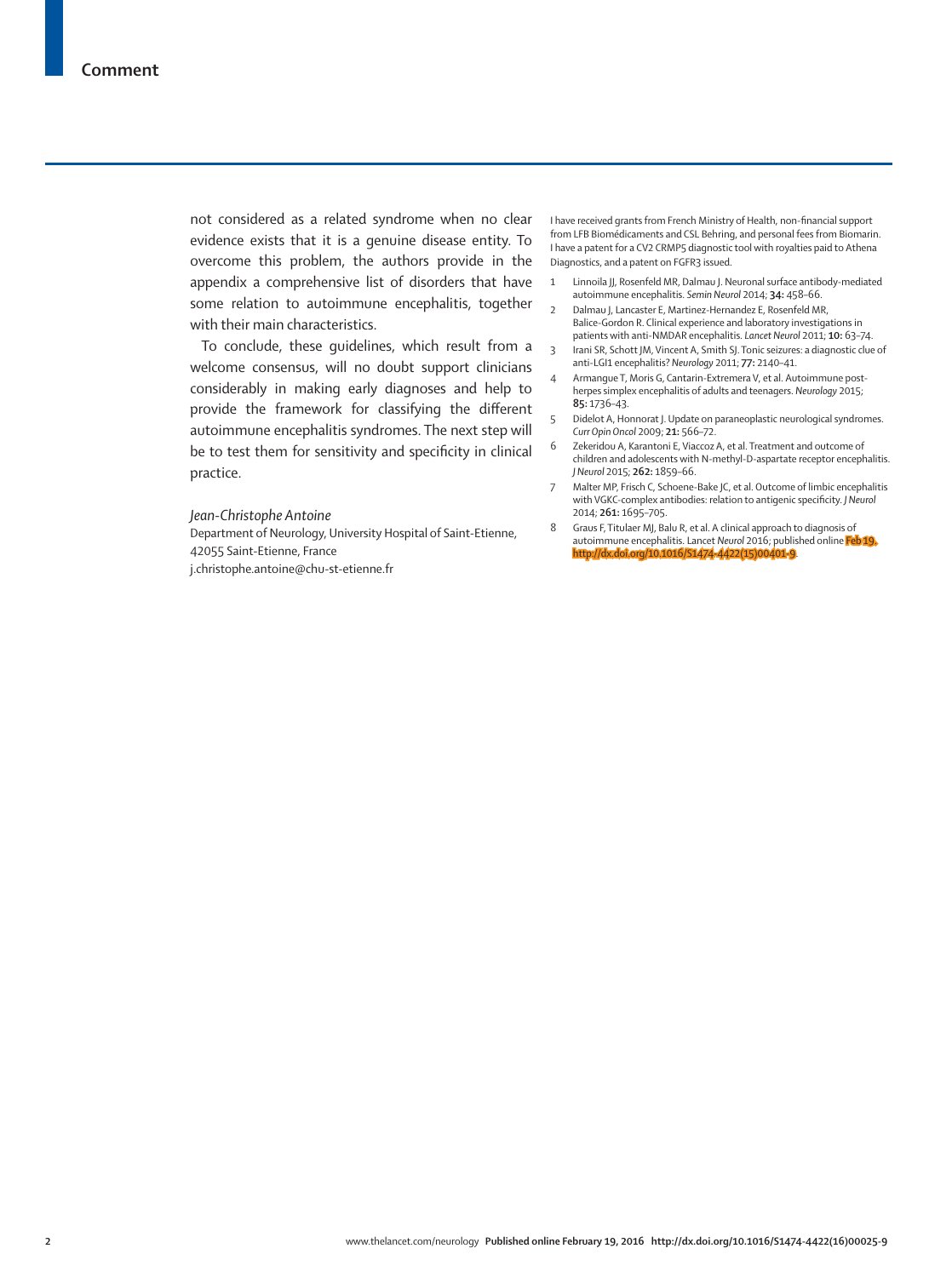not considered as a related syndrome when no clear evidence exists that it is a genuine disease entity. To overcome this problem, the authors provide in the appendix a comprehensive list of disorders that have some relation to autoimmune encephalitis, together with their main characteristics.

To conclude, these guidelines, which result from a welcome consensus, will no doubt support clinicians considerably in making early diagnoses and help to provide the framework for classifying the different autoimmune encephalitis syndromes. The next step will be to test them for sensitivity and specificity in clinical practice.

*Jean-Christophe Antoine*
Department of Neurology, University Hospital of Saint-Etienne, 42055 Saint-Etienne, France
j.christophe.antoine@chu-st-etienne.fr

I have received grants from French Ministry of Health, non-financial support from LFB Biomédicaments and CSL Behring, and personal fees from Biomarin. I have a patent for a CV2 CRMP5 diagnostic tool with royalties paid to Athena Diagnostics, and a patent on FGFR3 issued.

1. Linnoila JJ, Rosenfeld MR, Dalmau J. Neuronal surface antibody-mediated autoimmune encephalitis. *Semin Neurol* 2014; **34:** 458–66.
2. Dalmau J, Lancaster E, Martinez-Hernandez E, Rosenfeld MR, Balice-Gordon R. Clinical experience and laboratory investigations in patients with anti-NMDAR encephalitis. *Lancet Neurol* 2011; **10:** 63–74.
3. Irani SR, Schott JM, Vincent A, Smith SJ. Tonic seizures: a diagnostic clue of anti-LGI1 encephalitis? *Neurology* 2011; **77:** 2140–41.
4. Armangue T, Moris G, Cantarin-Extremera V, et al. Autoimmune post-herpes simplex encephalitis of adults and teenagers. *Neurology* 2015; **85:** 1736–43.
5. Didelot A, Honnorat J. Update on paraneoplastic neurological syndromes. *Curr Opin Oncol* 2009; **21:** 566–72.
6. Zekeridou A, Karantoni E, Viaccoz A, et al. Treatment and outcome of children and adolescents with N-methyl-D-aspartate receptor encephalitis. *J Neurol* 2015; **262:** 1859–66.
7. Malter MP, Frisch C, Schoene-Bake JC, et al. Outcome of limbic encephalitis with VGKC-complex antibodies: relation to antigenic specificity. *J Neurol* 2014; **261:** 1695–705.
8. Graus F, Titulaer MJ, Balu R, et al. A clinical approach to diagnosis of autoimmune encephalitis. Lancet *Neurol* 2016; published online Feb 19. http://dx.doi.org/10.1016/S1474-4422(15)00401-9.